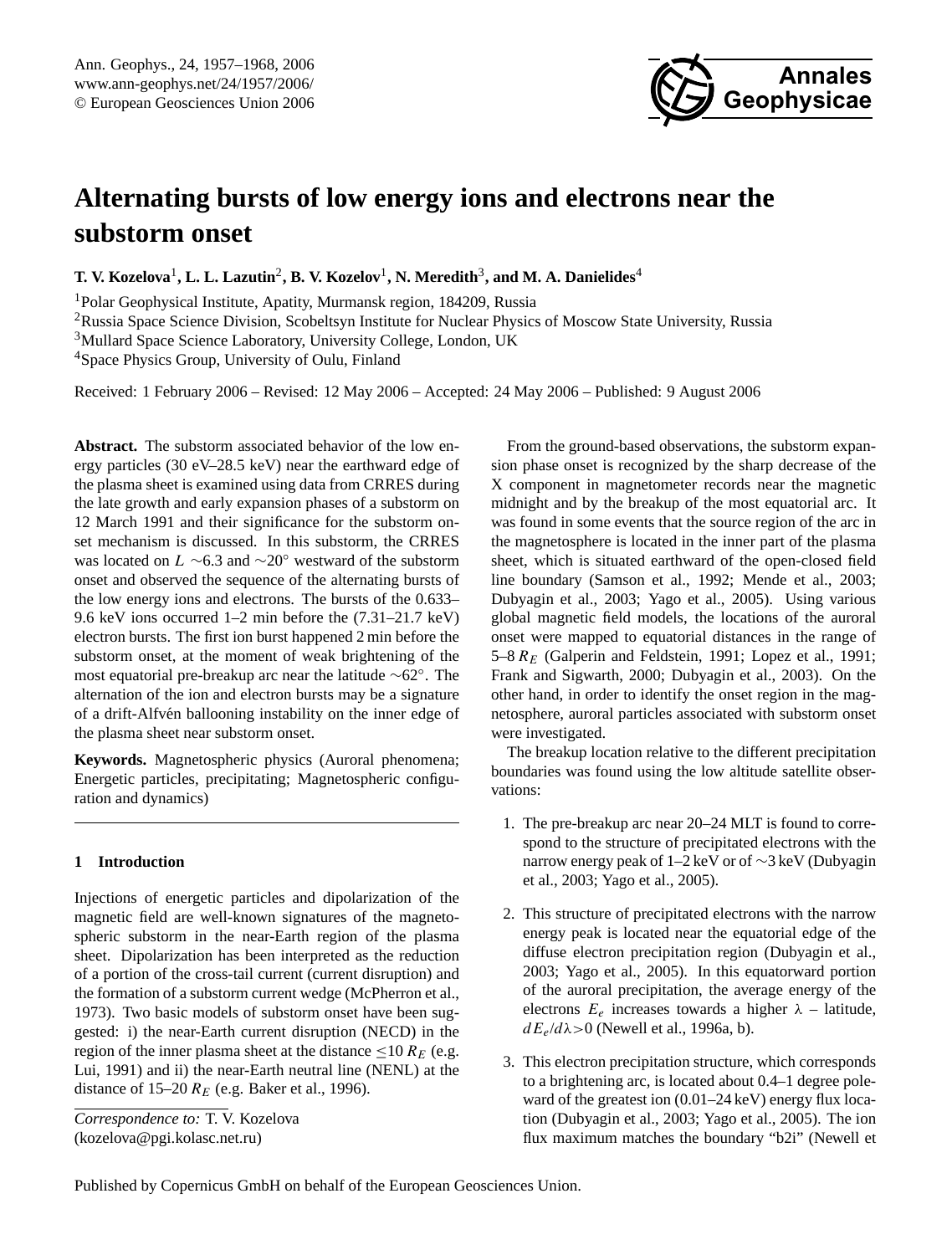# Alternating bursts of low energy ions and electrons near the substorm onset

**T. V. Kozelova[1], L. L. Lazutin[2], B. V. Kozelov[1], N. Meredith[3], and M. A. Danielides[4]**

[1]Polar Geophysical Institute, Apatity, Murmansk region, 184209, Russia
[2]Russia Space Science Division, Scobeltsyn Institute for Nuclear Physics of Moscow State University, Russia
[3]Mullard Space Science Laboratory, University College, London, UK
[4]Space Physics Group, University of Oulu, Finland

Received: 1 February 2006 – Revised: 12 May 2006 – Accepted: 24 May 2006 – Published: 9 August 2006

**Abstract.** The substorm associated behavior of the low energy particles (30 eV–28.5 keV) near the earthward edge of the plasma sheet is examined using data from CRRES during the late growth and early expansion phases of a substorm on 12 March 1991 and their significance for the substorm onset mechanism is discussed. In this substorm, the CRRES was located on $L$ ∼6.3 and ∼20° westward of the substorm onset and observed the sequence of the alternating bursts of the low energy ions and electrons. The bursts of the 0.633–9.6 keV ions occurred 1–2 min before the (7.31–21.7 keV) electron bursts. The first ion burst happened 2 min before the substorm onset, at the moment of weak brightening of the most equatorial pre-breakup arc near the latitude ∼62°. The alternation of the ion and electron bursts may be a signature of a drift-Alfvén ballooning instability on the inner edge of the plasma sheet near substorm onset.

**Keywords.** Magnetospheric physics (Auroral phenomena; Energetic particles, precipitating; Magnetospheric configuration and dynamics)

## 1 Introduction

Injections of energetic particles and dipolarization of the magnetic field are well-known signatures of the magnetospheric substorm in the near-Earth region of the plasma sheet. Dipolarization has been interpreted as the reduction of a portion of the cross-tail current (current disruption) and the formation of a substorm current wedge (McPherron et al., 1973). Two basic models of substorm onset have been suggested: i) the near-Earth current disruption (NECD) in the region of the inner plasma sheet at the distance ≤10 $R_E$ (e.g. Lui, 1991) and ii) the near-Earth neutral line (NENL) at the distance of 15–20 $R_E$ (e.g. Baker et al., 1996).

*Correspondence to:* T. V. Kozelova
(kozelova@pgi.kolasc.net.ru)

From the ground-based observations, the substorm expansion phase onset is recognized by the sharp decrease of the X component in magnetometer records near the magnetic midnight and by the breakup of the most equatorial arc. It was found in some events that the source region of the arc in the magnetosphere is located in the inner part of the plasma sheet, which is situated earthward of the open-closed field line boundary (Samson et al., 1992; Mende et al., 2003; Dubyagin et al., 2003; Yago et al., 2005). Using various global magnetic field models, the locations of the auroral onset were mapped to equatorial distances in the range of 5–8 $R_E$ (Galperin and Feldstein, 1991; Lopez et al., 1991; Frank and Sigwarth, 2000; Dubyagin et al., 2003). On the other hand, in order to identify the onset region in the magnetosphere, auroral particles associated with substorm onset were investigated.

The breakup location relative to the different precipitation boundaries was found using the low altitude satellite observations:

1. The pre-breakup arc near 20–24 MLT is found to correspond to the structure of precipitated electrons with the narrow energy peak of 1–2 keV or of ∼3 keV (Dubyagin et al., 2003; Yago et al., 2005).
2. This structure of precipitated electrons with the narrow energy peak is located near the equatorial edge of the diffuse electron precipitation region (Dubyagin et al., 2003; Yago et al., 2005). In this equatorward portion of the auroral precipitation, the average energy of the electrons $E_e$ increases towards a higher $\lambda$ – latitude, $dE_e/d\lambda>0$ (Newell et al., 1996a, b).
3. This electron precipitation structure, which corresponds to a brightening arc, is located about 0.4–1 degree poleward of the greatest ion (0.01–24 keV) energy flux location (Dubyagin et al., 2003; Yago et al., 2005). The ion flux maximum matches the boundary "b2i" (Newell et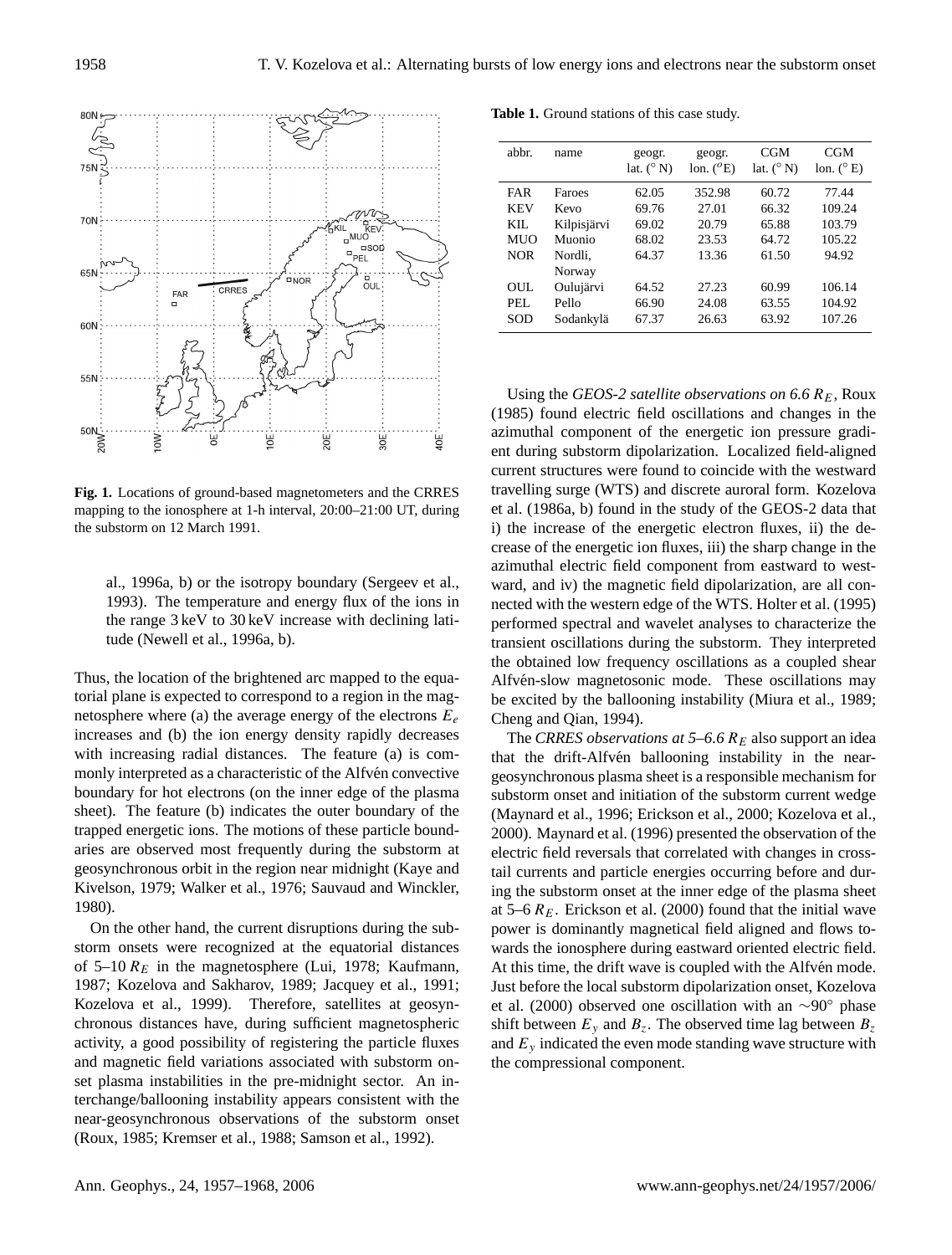Fig. 1. Locations of ground-based magnetometers and the CRRES mapping to the ionosphere at 1-h interval, 20:00–21:00 UT, during the substorm on 12 March 1991.

al., 1996a, b) or the isotropy boundary (Sergeev et al., 1993). The temperature and energy flux of the ions in the range 3 keV to 30 keV increase with declining latitude (Newell et al., 1996a, b).

Thus, the location of the brightened arc mapped to the equatorial plane is expected to correspond to a region in the magnetosphere where (a) the average energy of the electrons $E_e$ increases and (b) the ion energy density rapidly decreases with increasing radial distances. The feature (a) is commonly interpreted as a characteristic of the Alfvén convective boundary for hot electrons (on the inner edge of the plasma sheet). The feature (b) indicates the outer boundary of the trapped energetic ions. The motions of these particle boundaries are observed most frequently during the substorm at geosynchronous orbit in the region near midnight (Kaye and Kivelson, 1979; Walker et al., 1976; Sauvaud and Winckler, 1980).

On the other hand, the current disruptions during the substorm onsets were recognized at the equatorial distances of 5–10 $R_E$ in the magnetosphere (Lui, 1978; Kaufmann, 1987; Kozelova and Sakharov, 1989; Jacquey et al., 1991; Kozelova et al., 1999). Therefore, satellites at geosynchronous distances have, during sufficient magnetospheric activity, a good possibility of registering the particle fluxes and magnetic field variations associated with substorm onset plasma instabilities in the pre-midnight sector. An interchange/ballooning instability appears consistent with the near-geosynchronous observations of the substorm onset (Roux, 1985; Kremser et al., 1988; Samson et al., 1992).

**Table 1.** Ground stations of this case study.

| abbr. | name | geogr. lat. (° N) | geogr. lon. (° E) | CGM lat. (° N) | CGM lon. (° E) |
|---|---|---|---|---|---|
| FAR | Faroes | 62.05 | 352.98 | 60.72 | 77.44 |
| KEV | Kevo | 69.76 | 27.01 | 66.32 | 109.24 |
| KIL | Kilpisjärvi | 69.02 | 20.79 | 65.88 | 103.79 |
| MUO | Muonio | 68.02 | 23.53 | 64.72 | 105.22 |
| NOR | Nordli, Norway | 64.37 | 13.36 | 61.50 | 94.92 |
| OUL | Oulujärvi | 64.52 | 27.23 | 60.99 | 106.14 |
| PEL | Pello | 66.90 | 24.08 | 63.55 | 104.92 |
| SOD | Sodankylä | 67.37 | 26.63 | 63.92 | 107.26 |

Using the *GEOS-2 satellite observations on 6.6 $R_E$*, Roux (1985) found electric field oscillations and changes in the azimuthal component of the energetic ion pressure gradient during substorm dipolarization. Localized field-aligned current structures were found to coincide with the westward travelling surge (WTS) and discrete auroral form. Kozelova et al. (1986a, b) found in the study of the GEOS-2 data that i) the increase of the energetic electron fluxes, ii) the decrease of the energetic ion fluxes, iii) the sharp change in the azimuthal electric field component from eastward to westward, and iv) the magnetic field dipolarization, are all connected with the western edge of the WTS. Holter et al. (1995) performed spectral and wavelet analyses to characterize the transient oscillations during the substorm. They interpreted the obtained low frequency oscillations as a coupled shear Alfvén-slow magnetosonic mode. These oscillations may be excited by the ballooning instability (Miura et al., 1989; Cheng and Qian, 1994).

The *CRRES observations at 5–6.6 $R_E$* also support an idea that the drift-Alfvén ballooning instability in the near-geosynchronous plasma sheet is a responsible mechanism for substorm onset and initiation of the substorm current wedge (Maynard et al., 1996; Erickson et al., 2000; Kozelova et al., 2000). Maynard et al. (1996) presented the observation of the electric field reversals that correlated with changes in cross-tail currents and particle energies occurring before and during the substorm onset at the inner edge of the plasma sheet at 5–6 $R_E$. Erickson et al. (2000) found that the initial wave power is dominantly magnetical field aligned and flows towards the ionosphere during eastward oriented electric field. At this time, the drift wave is coupled with the Alfvén mode. Just before the local substorm dipolarization onset, Kozelova et al. (2000) observed one oscillation with an $\sim 90°$ phase shift between $E_y$ and $B_z$. The observed time lag between $B_z$ and $E_y$ indicated the even mode standing wave structure with the compressional component.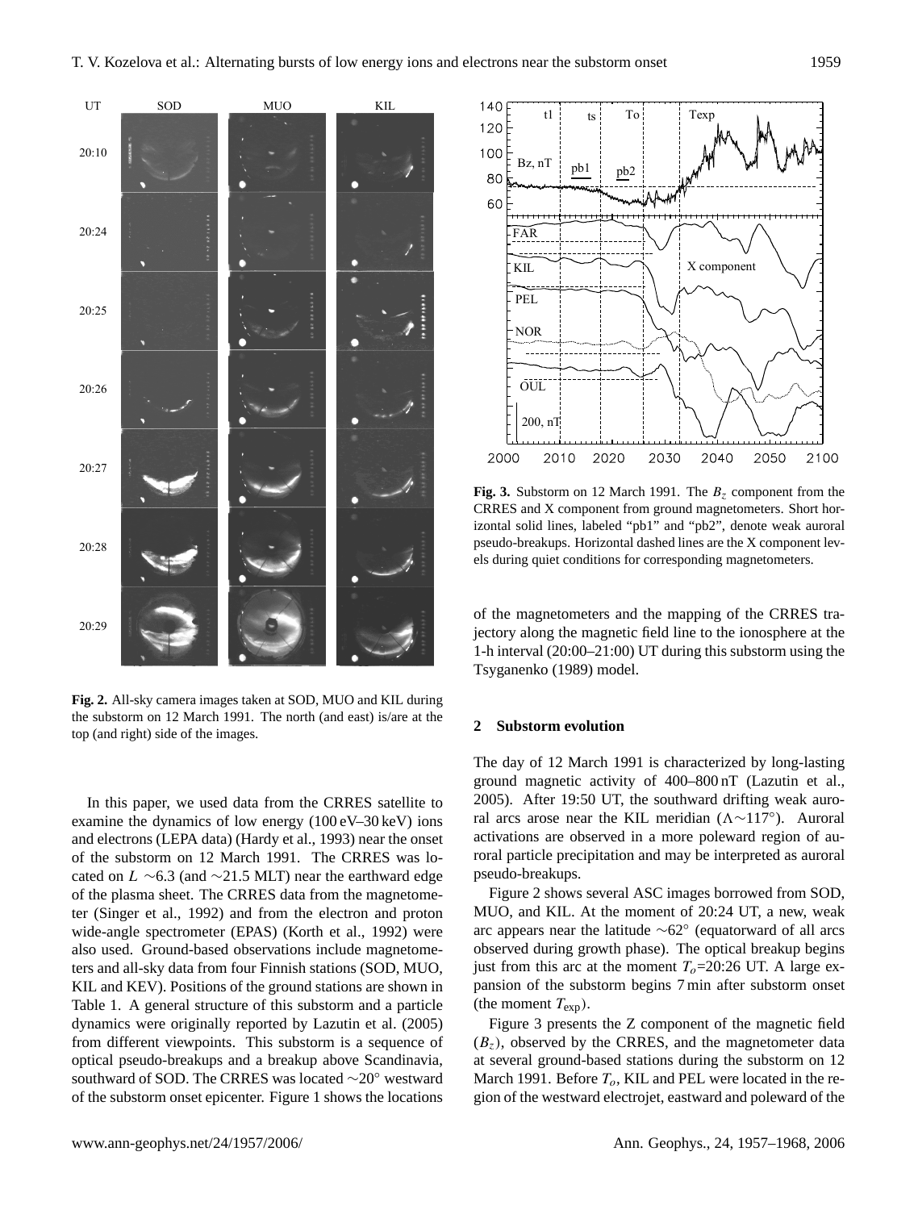**Fig. 2.** All-sky camera images taken at SOD, MUO and KIL during the substorm on 12 March 1991. The north (and east) is/are at the top (and right) side of the images.

In this paper, we used data from the CRRES satellite to examine the dynamics of low energy (100 eV–30 keV) ions and electrons (LEPA data) (Hardy et al., 1993) near the onset of the substorm on 12 March 1991. The CRRES was located on $L$ ∼6.3 (and ∼21.5 MLT) near the earthward edge of the plasma sheet. The CRRES data from the magnetometer (Singer et al., 1992) and from the electron and proton wide-angle spectrometer (EPAS) (Korth et al., 1992) were also used. Ground-based observations include magnetometers and all-sky data from four Finnish stations (SOD, MUO, KIL and KEV). Positions of the ground stations are shown in Table 1. A general structure of this substorm and a particle dynamics were originally reported by Lazutin et al. (2005) from different viewpoints. This substorm is a sequence of optical pseudo-breakups and a breakup above Scandinavia, southward of SOD. The CRRES was located ∼20° westward of the substorm onset epicenter. Figure 1 shows the locations of the magnetometers and the mapping of the CRRES trajectory along the magnetic field line to the ionosphere at the 1-h interval (20:00–21:00) UT during this substorm using the Tsyganenko (1989) model.

**Fig. 3.** Substorm on 12 March 1991. The $B_z$ component from the CRRES and X component from ground magnetometers. Short horizontal solid lines, labeled "pb1" and "pb2", denote weak auroral pseudo-breakups. Horizontal dashed lines are the X component levels during quiet conditions for corresponding magnetometers.

## 2 Substorm evolution

The day of 12 March 1991 is characterized by long-lasting ground magnetic activity of 400–800 nT (Lazutin et al., 2005). After 19:50 UT, the southward drifting weak auroral arcs arose near the KIL meridian (Λ∼117°). Auroral activations are observed in a more poleward region of auroral particle precipitation and may be interpreted as auroral pseudo-breakups.

Figure 2 shows several ASC images borrowed from SOD, MUO, and KIL. At the moment of 20:24 UT, a new, weak arc appears near the latitude ∼62° (equatorward of all arcs observed during growth phase). The optical breakup begins just from this arc at the moment $T_o$=20:26 UT. A large expansion of the substorm begins 7 min after substorm onset (the moment $T_{\exp}$).

Figure 3 presents the Z component of the magnetic field ($B_z$), observed by the CRRES, and the magnetometer data at several ground-based stations during the substorm on 12 March 1991. Before $T_o$, KIL and PEL were located in the region of the westward electrojet, eastward and poleward of the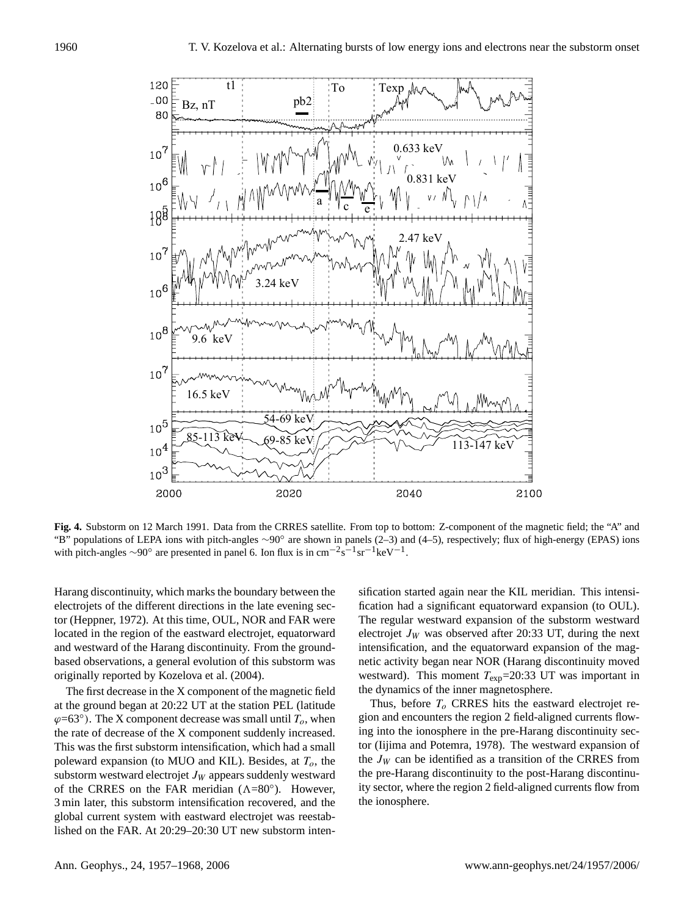**Fig. 4.** Substorm on 12 March 1991. Data from the CRRES satellite. From top to bottom: Z-component of the magnetic field; the "A" and "B" populations of LEPA ions with pitch-angles $\sim 90°$ are shown in panels (2–3) and (4–5), respectively; flux of high-energy (EPAS) ions with pitch-angles $\sim 90°$ are presented in panel 6. Ion flux is in $cm^{-2}s^{-1}sr^{-1}keV^{-1}$.

Harang discontinuity, which marks the boundary between the electrojets of the different directions in the late evening sector (Heppner, 1972). At this time, OUL, NOR and FAR were located in the region of the eastward electrojet, equatorward and westward of the Harang discontinuity. From the ground-based observations, a general evolution of this substorm was originally reported by Kozelova et al. (2004).

The first decrease in the X component of the magnetic field at the ground began at 20:22 UT at the station PEL (latitude $\varphi$=63°). The X component decrease was small until $T_o$, when the rate of decrease of the X component suddenly increased. This was the first substorm intensification, which had a small poleward expansion (to MUO and KIL). Besides, at $T_o$, the substorm westward electrojet $J_W$ appears suddenly westward of the CRRES on the FAR meridian ($\Lambda$=80°). However, 3 min later, this substorm intensification recovered, and the global current system with eastward electrojet was reestablished on the FAR. At 20:29–20:30 UT new substorm intensification started again near the KIL meridian. This intensification had a significant equatorward expansion (to OUL). The regular westward expansion of the substorm westward electrojet $J_W$ was observed after 20:33 UT, during the next intensification, and the equatorward expansion of the magnetic activity began near NOR (Harang discontinuity moved westward). This moment $T_{\rm exp}$=20:33 UT was important in the dynamics of the inner magnetosphere.

Thus, before $T_o$ CRRES hits the eastward electrojet region and encounters the region 2 field-aligned currents flowing into the ionosphere in the pre-Harang discontinuity sector (Iijima and Potemra, 1978). The westward expansion of the $J_W$ can be identified as a transition of the CRRES from the pre-Harang discontinuity to the post-Harang discontinuity sector, where the region 2 field-aligned currents flow from the ionosphere.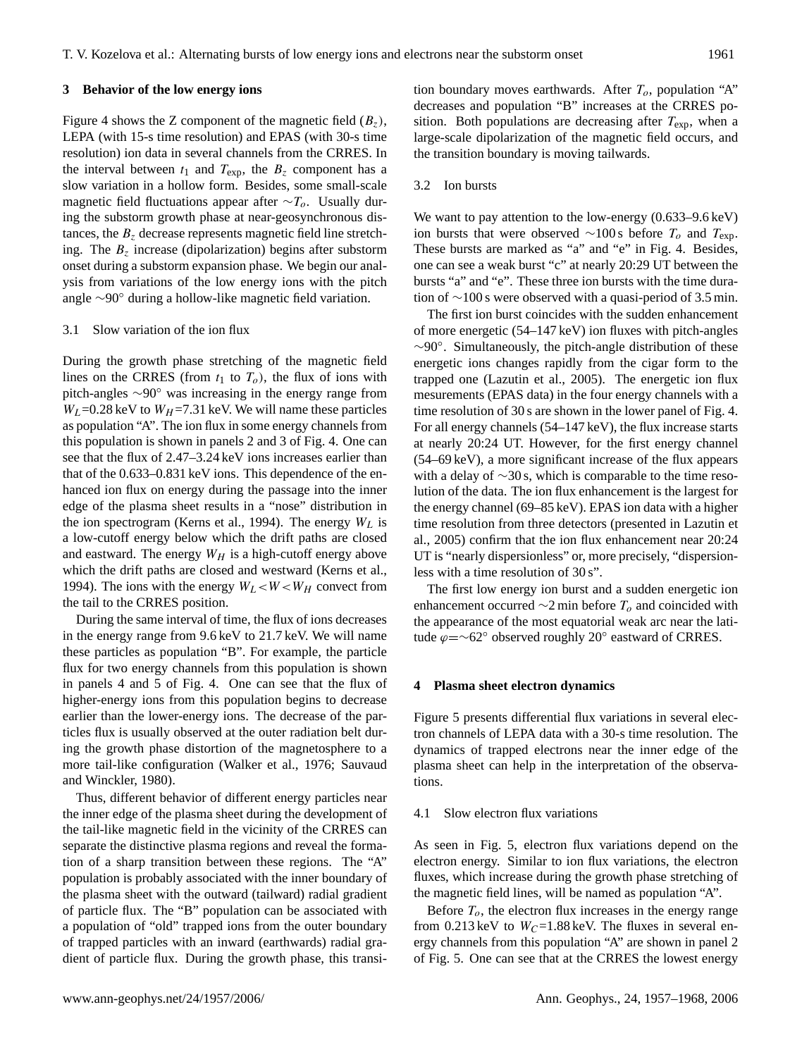## 3 Behavior of the low energy ions

Figure 4 shows the Z component of the magnetic field ($B_z$), LEPA (with 15-s time resolution) and EPAS (with 30-s time resolution) ion data in several channels from the CRRES. In the interval between $t_1$ and $T_{\text{exp}}$, the $B_z$ component has a slow variation in a hollow form. Besides, some small-scale magnetic field fluctuations appear after $\sim T_o$. Usually during the substorm growth phase at near-geosynchronous distances, the $B_z$ decrease represents magnetic field line stretching. The $B_z$ increase (dipolarization) begins after substorm onset during a substorm expansion phase. We begin our analysis from variations of the low energy ions with the pitch angle $\sim 90°$ during a hollow-like magnetic field variation.

### 3.1 Slow variation of the ion flux

During the growth phase stretching of the magnetic field lines on the CRRES (from $t_1$ to $T_o$), the flux of ions with pitch-angles $\sim 90°$ was increasing in the energy range from $W_L$=0.28 keV to $W_H$=7.31 keV. We will name these particles as population "A". The ion flux in some energy channels from this population is shown in panels 2 and 3 of Fig. 4. One can see that the flux of 2.47–3.24 keV ions increases earlier than that of the 0.633–0.831 keV ions. This dependence of the enhanced ion flux on energy during the passage into the inner edge of the plasma sheet results in a "nose" distribution in the ion spectrogram (Kerns et al., 1994). The energy $W_L$ is a low-cutoff energy below which the drift paths are closed and eastward. The energy $W_H$ is a high-cutoff energy above which the drift paths are closed and westward (Kerns et al., 1994). The ions with the energy $W_L < W < W_H$ convect from the tail to the CRRES position.

During the same interval of time, the flux of ions decreases in the energy range from 9.6 keV to 21.7 keV. We will name these particles as population "B". For example, the particle flux for two energy channels from this population is shown in panels 4 and 5 of Fig. 4. One can see that the flux of higher-energy ions from this population begins to decrease earlier than the lower-energy ions. The decrease of the particles flux is usually observed at the outer radiation belt during the growth phase distortion of the magnetosphere to a more tail-like configuration (Walker et al., 1976; Sauvaud and Winckler, 1980).

Thus, different behavior of different energy particles near the inner edge of the plasma sheet during the development of the tail-like magnetic field in the vicinity of the CRRES can separate the distinctive plasma regions and reveal the formation of a sharp transition between these regions. The "A" population is probably associated with the inner boundary of the plasma sheet with the outward (tailward) radial gradient of particle flux. The "B" population can be associated with a population of "old" trapped ions from the outer boundary of trapped particles with an inward (earthwards) radial gradient of particle flux. During the growth phase, this transition boundary moves earthwards. After $T_o$, population "A" decreases and population "B" increases at the CRRES position. Both populations are decreasing after $T_{\text{exp}}$, when a large-scale dipolarization of the magnetic field occurs, and the transition boundary is moving tailwards.

### 3.2 Ion bursts

We want to pay attention to the low-energy (0.633–9.6 keV) ion bursts that were observed $\sim$100 s before $T_o$ and $T_{\text{exp}}$. These bursts are marked as "a" and "e" in Fig. 4. Besides, one can see a weak burst "c" at nearly 20:29 UT between the bursts "a" and "e". These three ion bursts with the time duration of $\sim$100 s were observed with a quasi-period of 3.5 min.

The first ion burst coincides with the sudden enhancement of more energetic (54–147 keV) ion fluxes with pitch-angles $\sim 90°$. Simultaneously, the pitch-angle distribution of these energetic ions changes rapidly from the cigar form to the trapped one (Lazutin et al., 2005). The energetic ion flux mesurements (EPAS data) in the four energy channels with a time resolution of 30 s are shown in the lower panel of Fig. 4. For all energy channels (54–147 keV), the flux increase starts at nearly 20:24 UT. However, for the first energy channel (54–69 keV), a more significant increase of the flux appears with a delay of $\sim$30 s, which is comparable to the time resolution of the data. The ion flux enhancement is the largest for the energy channel (69–85 keV). EPAS ion data with a higher time resolution from three detectors (presented in Lazutin et al., 2005) confirm that the ion flux enhancement near 20:24 UT is "nearly dispersionless" or, more precisely, "dispersionless with a time resolution of 30 s".

The first low energy ion burst and a sudden energetic ion enhancement occurred $\sim$2 min before $T_o$ and coincided with the appearance of the most equatorial weak arc near the latitude $\varphi = \sim 62°$ observed roughly 20° eastward of CRRES.

## 4 Plasma sheet electron dynamics

Figure 5 presents differential flux variations in several electron channels of LEPA data with a 30-s time resolution. The dynamics of trapped electrons near the inner edge of the plasma sheet can help in the interpretation of the observations.

### 4.1 Slow electron flux variations

As seen in Fig. 5, electron flux variations depend on the electron energy. Similar to ion flux variations, the electron fluxes, which increase during the growth phase stretching of the magnetic field lines, will be named as population "A".

Before $T_o$, the electron flux increases in the energy range from 0.213 keV to $W_C$=1.88 keV. The fluxes in several energy channels from this population "A" are shown in panel 2 of Fig. 5. One can see that at the CRRES the lowest energy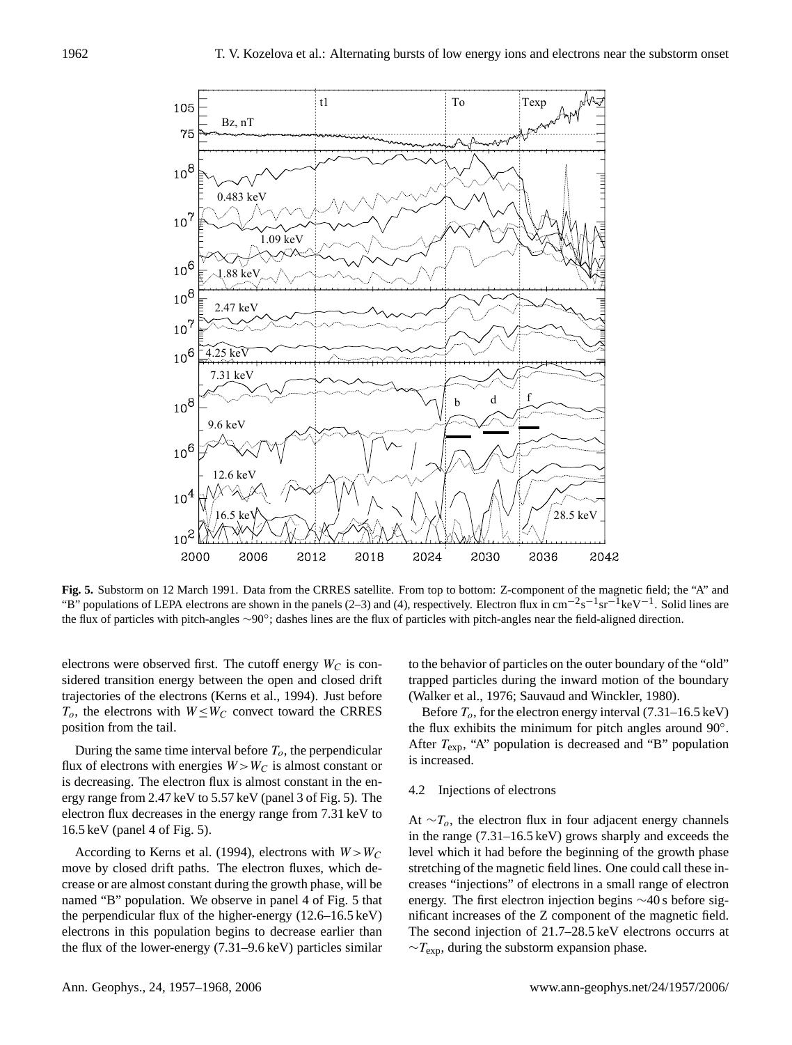**Fig. 5.** Substorm on 12 March 1991. Data from the CRRES satellite. From top to bottom: Z-component of the magnetic field; the "A" and "B" populations of LEPA electrons are shown in the panels (2–3) and (4), respectively. Electron flux in $cm^{-2}s^{-1}sr^{-1}keV^{-1}$. Solid lines are the flux of particles with pitch-angles ∼90°; dashes lines are the flux of particles with pitch-angles near the field-aligned direction.

electrons were observed first. The cutoff energy $W_C$ is considered transition energy between the open and closed drift trajectories of the electrons (Kerns et al., 1994). Just before $T_o$, the electrons with $W \leq W_C$ convect toward the CRRES position from the tail.

During the same time interval before $T_o$, the perpendicular flux of electrons with energies $W > W_C$ is almost constant or is decreasing. The electron flux is almost constant in the energy range from 2.47 keV to 5.57 keV (panel 3 of Fig. 5). The electron flux decreases in the energy range from 7.31 keV to 16.5 keV (panel 4 of Fig. 5).

According to Kerns et al. (1994), electrons with $W > W_C$ move by closed drift paths. The electron fluxes, which decrease or are almost constant during the growth phase, will be named "B" population. We observe in panel 4 of Fig. 5 that the perpendicular flux of the higher-energy (12.6–16.5 keV) electrons in this population begins to decrease earlier than the flux of the lower-energy (7.31–9.6 keV) particles similar to the behavior of particles on the outer boundary of the "old" trapped particles during the inward motion of the boundary (Walker et al., 1976; Sauvaud and Winckler, 1980).

Before $T_o$, for the electron energy interval (7.31–16.5 keV) the flux exhibits the minimum for pitch angles around 90°. After $T_{\text{exp}}$, "A" population is decreased and "B" population is increased.

### 4.2 Injections of electrons

At $\sim T_o$, the electron flux in four adjacent energy channels in the range (7.31–16.5 keV) grows sharply and exceeds the level which it had before the beginning of the growth phase stretching of the magnetic field lines. One could call these increases "injections" of electrons in a small range of electron energy. The first electron injection begins ∼40 s before significant increases of the Z component of the magnetic field. The second injection of 21.7–28.5 keV electrons occurrs at $\sim T_{\text{exp}}$, during the substorm expansion phase.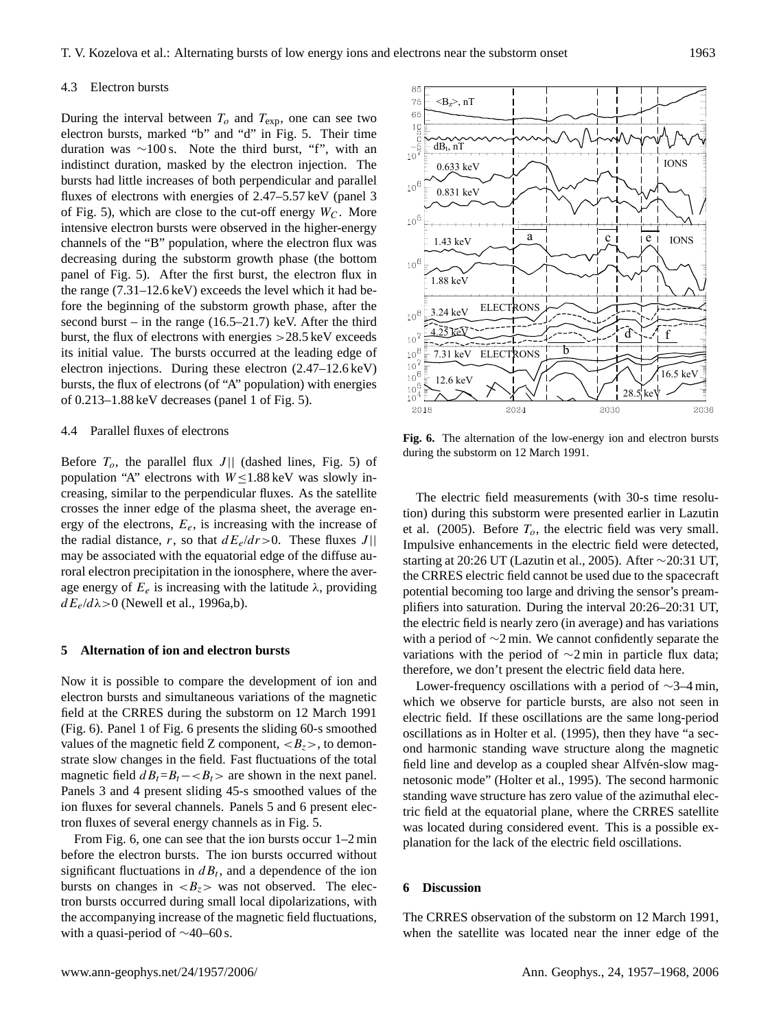### 4.3 Electron bursts

During the interval between $T_o$ and $T_{\text{exp}}$, one can see two electron bursts, marked "b" and "d" in Fig. 5. Their time duration was ∼100 s. Note the third burst, "f", with an indistinct duration, masked by the electron injection. The bursts had little increases of both perpendicular and parallel fluxes of electrons with energies of 2.47–5.57 keV (panel 3 of Fig. 5), which are close to the cut-off energy $W_C$. More intensive electron bursts were observed in the higher-energy channels of the "B" population, where the electron flux was decreasing during the substorm growth phase (the bottom panel of Fig. 5). After the first burst, the electron flux in the range (7.31–12.6 keV) exceeds the level which it had before the beginning of the substorm growth phase, after the second burst – in the range (16.5–21.7) keV. After the third burst, the flux of electrons with energies >28.5 keV exceeds its initial value. The bursts occurred at the leading edge of electron injections. During these electron (2.47–12.6 keV) bursts, the flux of electrons (of "A" population) with energies of 0.213–1.88 keV decreases (panel 1 of Fig. 5).

### 4.4 Parallel fluxes of electrons

Before $T_o$, the parallel flux $J||$ (dashed lines, Fig. 5) of population "A" electrons with $W \leq 1.88$ keV was slowly increasing, similar to the perpendicular fluxes. As the satellite crosses the inner edge of the plasma sheet, the average energy of the electrons, $E_e$, is increasing with the increase of the radial distance, $r$, so that $dE_e/dr > 0$. These fluxes $J||$ may be associated with the equatorial edge of the diffuse auroral electron precipitation in the ionosphere, where the average energy of $E_e$ is increasing with the latitude $\lambda$, providing $dE_e/d\lambda > 0$ (Newell et al., 1996a,b).

## 5 Alternation of ion and electron bursts

Now it is possible to compare the development of ion and electron bursts and simultaneous variations of the magnetic field at the CRRES during the substorm on 12 March 1991 (Fig. 6). Panel 1 of Fig. 6 presents the sliding 60-s smoothed values of the magnetic field Z component, $<B_z>$, to demonstrate slow changes in the field. Fast fluctuations of the total magnetic field $dB_t = B_t - <B_t>$ are shown in the next panel. Panels 3 and 4 present sliding 45-s smoothed values of the ion fluxes for several channels. Panels 5 and 6 present electron fluxes of several energy channels as in Fig. 5.

From Fig. 6, one can see that the ion bursts occur 1–2 min before the electron bursts. The ion bursts occurred without significant fluctuations in $dB_t$, and a dependence of the ion bursts on changes in $<B_z>$ was not observed. The electron bursts occurred during small local dipolarizations, with the accompanying increase of the magnetic field fluctuations, with a quasi-period of ∼40–60 s.

**Fig. 6.** The alternation of the low-energy ion and electron bursts during the substorm on 12 March 1991.

The electric field measurements (with 30-s time resolution) during this substorm were presented earlier in Lazutin et al. (2005). Before $T_o$, the electric field was very small. Impulsive enhancements in the electric field were detected, starting at 20:26 UT (Lazutin et al., 2005). After ∼20:31 UT, the CRRES electric field cannot be used due to the spacecraft potential becoming too large and driving the sensor's preamplifiers into saturation. During the interval 20:26–20:31 UT, the electric field is nearly zero (in average) and has variations with a period of ∼2 min. We cannot confidently separate the variations with the period of ∼2 min in particle flux data; therefore, we don't present the electric field data here.

Lower-frequency oscillations with a period of ∼3–4 min, which we observe for particle bursts, are also not seen in electric field. If these oscillations are the same long-period oscillations as in Holter et al. (1995), then they have "a second harmonic standing wave structure along the magnetic field line and develop as a coupled shear Alfvén-slow magnetosonic mode" (Holter et al., 1995). The second harmonic standing wave structure has zero value of the azimuthal electric field at the equatorial plane, where the CRRES satellite was located during considered event. This is a possible explanation for the lack of the electric field oscillations.

## 6 Discussion

The CRRES observation of the substorm on 12 March 1991, when the satellite was located near the inner edge of the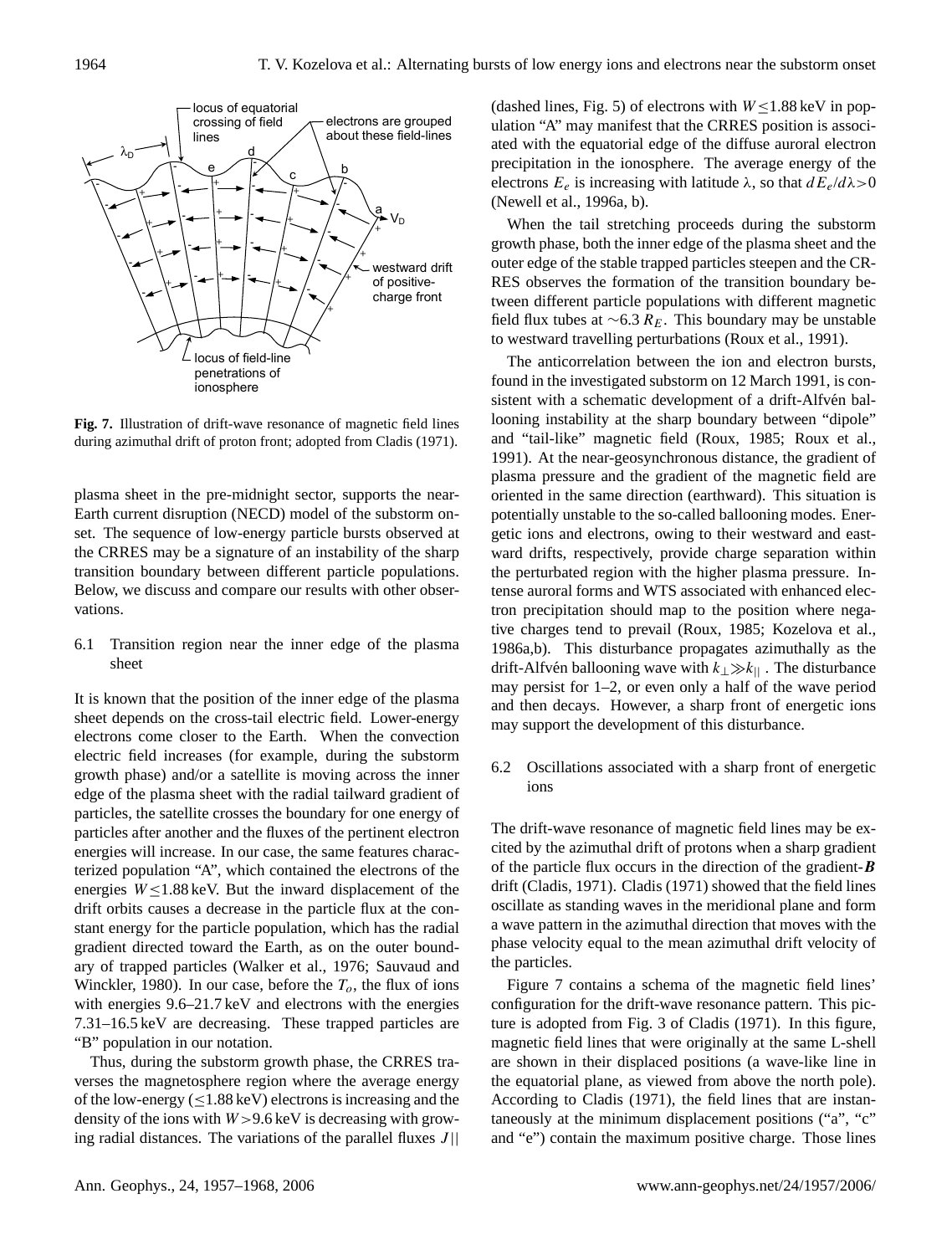**Fig. 7.** Illustration of drift-wave resonance of magnetic field lines during azimuthal drift of proton front; adopted from Cladis (1971).

plasma sheet in the pre-midnight sector, supports the near-Earth current disruption (NECD) model of the substorm onset. The sequence of low-energy particle bursts observed at the CRRES may be a signature of an instability of the sharp transition boundary between different particle populations. Below, we discuss and compare our results with other observations.

### 6.1 Transition region near the inner edge of the plasma sheet

It is known that the position of the inner edge of the plasma sheet depends on the cross-tail electric field. Lower-energy electrons come closer to the Earth. When the convection electric field increases (for example, during the substorm growth phase) and/or a satellite is moving across the inner edge of the plasma sheet with the radial tailward gradient of particles, the satellite crosses the boundary for one energy of particles after another and the fluxes of the pertinent electron energies will increase. In our case, the same features characterized population "A", which contained the electrons of the energies $W \leq 1.88$ keV. But the inward displacement of the drift orbits causes a decrease in the particle flux at the constant energy for the particle population, which has the radial gradient directed toward the Earth, as on the outer boundary of trapped particles (Walker et al., 1976; Sauvaud and Winckler, 1980). In our case, before the $T_o$, the flux of ions with energies 9.6–21.7 keV and electrons with the energies 7.31–16.5 keV are decreasing. These trapped particles are "B" population in our notation.

Thus, during the substorm growth phase, the CRRES traverses the magnetosphere region where the average energy of the low-energy ($\leq$1.88 keV) electrons is increasing and the density of the ions with $W > 9.6$ keV is decreasing with growing radial distances. The variations of the parallel fluxes $J_{||}$ (dashed lines, Fig. 5) of electrons with $W \leq 1.88$ keV in population "A" may manifest that the CRRES position is associated with the equatorial edge of the diffuse auroral electron precipitation in the ionosphere. The average energy of the electrons $E_e$ is increasing with latitude $\lambda$, so that $dE_e/d\lambda > 0$ (Newell et al., 1996a, b).

When the tail stretching proceeds during the substorm growth phase, both the inner edge of the plasma sheet and the outer edge of the stable trapped particles steepen and the CRRES observes the formation of the transition boundary between different particle populations with different magnetic field flux tubes at $\sim 6.3\,R_E$. This boundary may be unstable to westward travelling perturbations (Roux et al., 1991).

The anticorrelation between the ion and electron bursts, found in the investigated substorm on 12 March 1991, is consistent with a schematic development of a drift-Alfvén ballooning instability at the sharp boundary between "dipole" and "tail-like" magnetic field (Roux, 1985; Roux et al., 1991). At the near-geosynchronous distance, the gradient of plasma pressure and the gradient of the magnetic field are oriented in the same direction (earthward). This situation is potentially unstable to the so-called ballooning modes. Energetic ions and electrons, owing to their westward and eastward drifts, respectively, provide charge separation within the perturbated region with the higher plasma pressure. Intense auroral forms and WTS associated with enhanced electron precipitation should map to the position where negative charges tend to prevail (Roux, 1985; Kozelova et al., 1986a,b). This disturbance propagates azimuthally as the drift-Alfvén ballooning wave with $k_{\perp} \gg k_{||}$. The disturbance may persist for 1–2, or even only a half of the wave period and then decays. However, a sharp front of energetic ions may support the development of this disturbance.

### 6.2 Oscillations associated with a sharp front of energetic ions

The drift-wave resonance of magnetic field lines may be excited by the azimuthal drift of protons when a sharp gradient of the particle flux occurs in the direction of the gradient-$\boldsymbol{B}$ drift (Cladis, 1971). Cladis (1971) showed that the field lines oscillate as standing waves in the meridional plane and form a wave pattern in the azimuthal direction that moves with the phase velocity equal to the mean azimuthal drift velocity of the particles.

Figure 7 contains a schema of the magnetic field lines' configuration for the drift-wave resonance pattern. This picture is adopted from Fig. 3 of Cladis (1971). In this figure, magnetic field lines that were originally at the same L-shell are shown in their displaced positions (a wave-like line in the equatorial plane, as viewed from above the north pole). According to Cladis (1971), the field lines that are instantaneously at the minimum displacement positions ("a", "c" and "e") contain the maximum positive charge. Those lines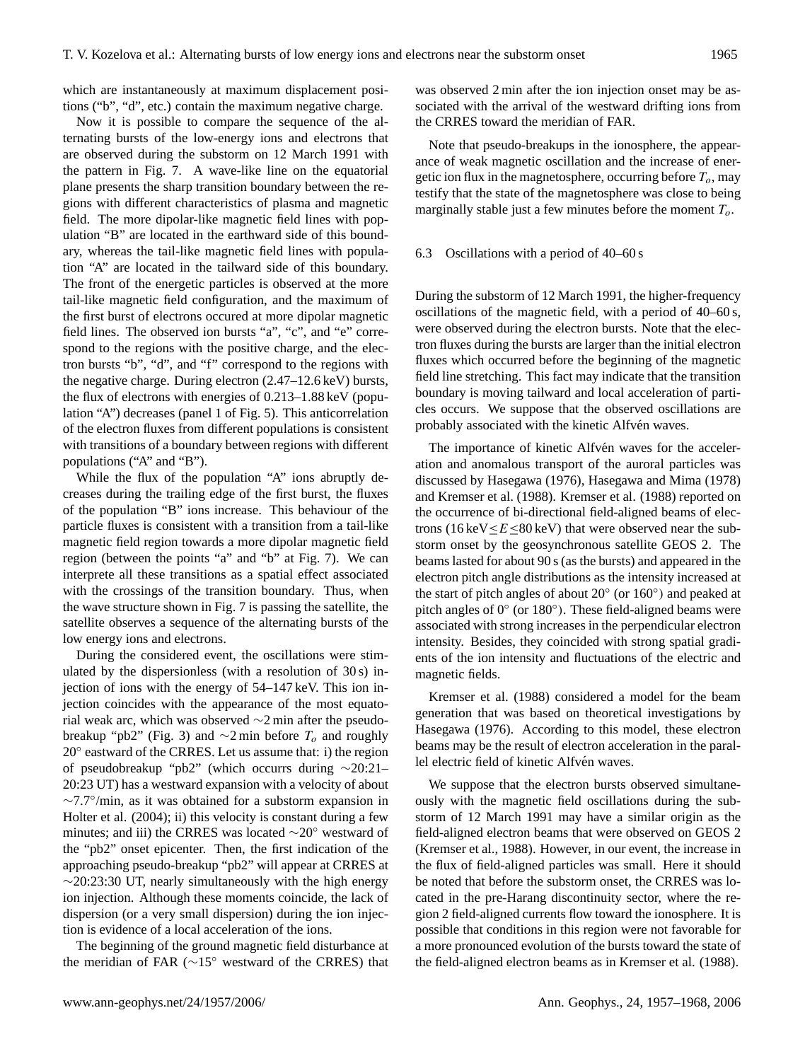which are instantaneously at maximum displacement positions ("b", "d", etc.) contain the maximum negative charge.

Now it is possible to compare the sequence of the alternating bursts of the low-energy ions and electrons that are observed during the substorm on 12 March 1991 with the pattern in Fig. 7. A wave-like line on the equatorial plane presents the sharp transition boundary between the regions with different characteristics of plasma and magnetic field. The more dipolar-like magnetic field lines with population "B" are located in the earthward side of this boundary, whereas the tail-like magnetic field lines with population "A" are located in the tailward side of this boundary. The front of the energetic particles is observed at the more tail-like magnetic field configuration, and the maximum of the first burst of electrons occured at more dipolar magnetic field lines. The observed ion bursts "a", "c", and "e" correspond to the regions with the positive charge, and the electron bursts "b", "d", and "f" correspond to the regions with the negative charge. During electron (2.47–12.6 keV) bursts, the flux of electrons with energies of 0.213–1.88 keV (population "A") decreases (panel 1 of Fig. 5). This anticorrelation of the electron fluxes from different populations is consistent with transitions of a boundary between regions with different populations ("A" and "B").

While the flux of the population "A" ions abruptly decreases during the trailing edge of the first burst, the fluxes of the population "B" ions increase. This behaviour of the particle fluxes is consistent with a transition from a tail-like magnetic field region towards a more dipolar magnetic field region (between the points "a" and "b" at Fig. 7). We can interprete all these transitions as a spatial effect associated with the crossings of the transition boundary. Thus, when the wave structure shown in Fig. 7 is passing the satellite, the satellite observes a sequence of the alternating bursts of the low energy ions and electrons.

During the considered event, the oscillations were stimulated by the dispersionless (with a resolution of 30 s) injection of ions with the energy of 54–147 keV. This ion injection coincides with the appearance of the most equatorial weak arc, which was observed ∼2 min after the pseudo-breakup "pb2" (Fig. 3) and ∼2 min before $T_o$ and roughly 20° eastward of the CRRES. Let us assume that: i) the region of pseudobreakup "pb2" (which occurrs during ∼20:21–20:23 UT) has a westward expansion with a velocity of about ∼7.7°/min, as it was obtained for a substorm expansion in Holter et al. (2004); ii) this velocity is constant during a few minutes; and iii) the CRRES was located ∼20° westward of the "pb2" onset epicenter. Then, the first indication of the approaching pseudo-breakup "pb2" will appear at CRRES at ∼20:23:30 UT, nearly simultaneously with the high energy ion injection. Although these moments coincide, the lack of dispersion (or a very small dispersion) during the ion injection is evidence of a local acceleration of the ions.

The beginning of the ground magnetic field disturbance at the meridian of FAR (∼15° westward of the CRRES) that was observed 2 min after the ion injection onset may be associated with the arrival of the westward drifting ions from the CRRES toward the meridian of FAR.

Note that pseudo-breakups in the ionosphere, the appearance of weak magnetic oscillation and the increase of energetic ion flux in the magnetosphere, occurring before $T_o$, may testify that the state of the magnetosphere was close to being marginally stable just a few minutes before the moment $T_o$.

### 6.3 Oscillations with a period of 40–60 s

During the substorm of 12 March 1991, the higher-frequency oscillations of the magnetic field, with a period of 40–60 s, were observed during the electron bursts. Note that the electron fluxes during the bursts are larger than the initial electron fluxes which occurred before the beginning of the magnetic field line stretching. This fact may indicate that the transition boundary is moving tailward and local acceleration of particles occurs. We suppose that the observed oscillations are probably associated with the kinetic Alfvén waves.

The importance of kinetic Alfvén waves for the acceleration and anomalous transport of the auroral particles was discussed by Hasegawa (1976), Hasegawa and Mima (1978) and Kremser et al. (1988). Kremser et al. (1988) reported on the occurrence of bi-directional field-aligned beams of electrons (16 keV$\leq E \leq$80 keV) that were observed near the substorm onset by the geosynchronous satellite GEOS 2. The beams lasted for about 90 s (as the bursts) and appeared in the electron pitch angle distributions as the intensity increased at the start of pitch angles of about 20° (or 160°) and peaked at pitch angles of 0° (or 180°). These field-aligned beams were associated with strong increases in the perpendicular electron intensity. Besides, they coincided with strong spatial gradients of the ion intensity and fluctuations of the electric and magnetic fields.

Kremser et al. (1988) considered a model for the beam generation that was based on theoretical investigations by Hasegawa (1976). According to this model, these electron beams may be the result of electron acceleration in the parallel electric field of kinetic Alfvén waves.

We suppose that the electron bursts observed simultaneously with the magnetic field oscillations during the substorm of 12 March 1991 may have a similar origin as the field-aligned electron beams that were observed on GEOS 2 (Kremser et al., 1988). However, in our event, the increase in the flux of field-aligned particles was small. Here it should be noted that before the substorm onset, the CRRES was located in the pre-Harang discontinuity sector, where the region 2 field-aligned currents flow toward the ionosphere. It is possible that conditions in this region were not favorable for a more pronounced evolution of the bursts toward the state of the field-aligned electron beams as in Kremser et al. (1988).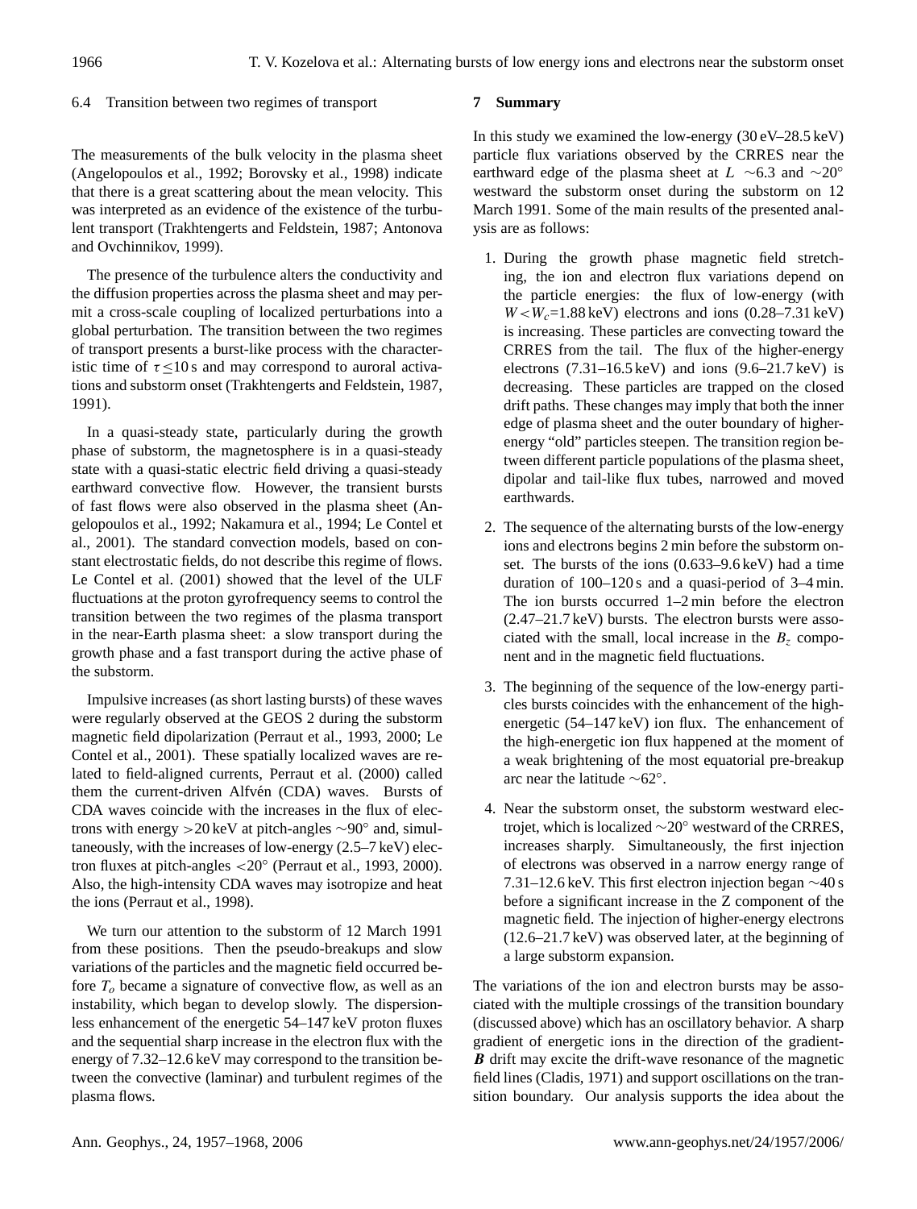### 6.4 Transition between two regimes of transport

The measurements of the bulk velocity in the plasma sheet (Angelopoulos et al., 1992; Borovsky et al., 1998) indicate that there is a great scattering about the mean velocity. This was interpreted as an evidence of the existence of the turbulent transport (Trakhtengerts and Feldstein, 1987; Antonova and Ovchinnikov, 1999).

The presence of the turbulence alters the conductivity and the diffusion properties across the plasma sheet and may permit a cross-scale coupling of localized perturbations into a global perturbation. The transition between the two regimes of transport presents a burst-like process with the characteristic time of $\tau \leq 10$ s and may correspond to auroral activations and substorm onset (Trakhtengerts and Feldstein, 1987, 1991).

In a quasi-steady state, particularly during the growth phase of substorm, the magnetosphere is in a quasi-steady state with a quasi-static electric field driving a quasi-steady earthward convective flow. However, the transient bursts of fast flows were also observed in the plasma sheet (Angelopoulos et al., 1992; Nakamura et al., 1994; Le Contel et al., 2001). The standard convection models, based on constant electrostatic fields, do not describe this regime of flows. Le Contel et al. (2001) showed that the level of the ULF fluctuations at the proton gyrofrequency seems to control the transition between the two regimes of the plasma transport in the near-Earth plasma sheet: a slow transport during the growth phase and a fast transport during the active phase of the substorm.

Impulsive increases (as short lasting bursts) of these waves were regularly observed at the GEOS 2 during the substorm magnetic field dipolarization (Perraut et al., 1993, 2000; Le Contel et al., 2001). These spatially localized waves are related to field-aligned currents, Perraut et al. (2000) called them the current-driven Alfvén (CDA) waves. Bursts of CDA waves coincide with the increases in the flux of electrons with energy >20 keV at pitch-angles $\sim 90°$ and, simultaneously, with the increases of low-energy (2.5–7 keV) electron fluxes at pitch-angles $< 20°$ (Perraut et al., 1993, 2000). Also, the high-intensity CDA waves may isotropize and heat the ions (Perraut et al., 1998).

We turn our attention to the substorm of 12 March 1991 from these positions. Then the pseudo-breakups and slow variations of the particles and the magnetic field occurred before $T_o$ became a signature of convective flow, as well as an instability, which began to develop slowly. The dispersionless enhancement of the energetic 54–147 keV proton fluxes and the sequential sharp increase in the electron flux with the energy of 7.32–12.6 keV may correspond to the transition between the convective (laminar) and turbulent regimes of the plasma flows.

## 7 Summary

In this study we examined the low-energy (30 eV–28.5 keV) particle flux variations observed by the CRRES near the earthward edge of the plasma sheet at $L \sim 6.3$ and $\sim 20°$ westward the substorm onset during the substorm on 12 March 1991. Some of the main results of the presented analysis are as follows:

1. During the growth phase magnetic field stretching, the ion and electron flux variations depend on the particle energies: the flux of low-energy (with $W < W_c$=1.88 keV) electrons and ions (0.28–7.31 keV) is increasing. These particles are convecting toward the CRRES from the tail. The flux of the higher-energy electrons (7.31–16.5 keV) and ions (9.6–21.7 keV) is decreasing. These particles are trapped on the closed drift paths. These changes may imply that both the inner edge of plasma sheet and the outer boundary of higher-energy "old" particles steepen. The transition region between different particle populations of the plasma sheet, dipolar and tail-like flux tubes, narrowed and moved earthwards.

2. The sequence of the alternating bursts of the low-energy ions and electrons begins 2 min before the substorm onset. The bursts of the ions (0.633–9.6 keV) had a time duration of 100–120 s and a quasi-period of 3–4 min. The ion bursts occurred 1–2 min before the electron (2.47–21.7 keV) bursts. The electron bursts were associated with the small, local increase in the $B_z$ component and in the magnetic field fluctuations.

3. The beginning of the sequence of the low-energy particles bursts coincides with the enhancement of the high-energetic (54–147 keV) ion flux. The enhancement of the high-energetic ion flux happened at the moment of a weak brightening of the most equatorial pre-breakup arc near the latitude $\sim 62°$.

4. Near the substorm onset, the substorm westward electrojet, which is localized $\sim 20°$ westward of the CRRES, increases sharply. Simultaneously, the first injection of electrons was observed in a narrow energy range of 7.31–12.6 keV. This first electron injection began $\sim 40$ s before a significant increase in the Z component of the magnetic field. The injection of higher-energy electrons (12.6–21.7 keV) was observed later, at the beginning of a large substorm expansion.

The variations of the ion and electron bursts may be associated with the multiple crossings of the transition boundary (discussed above) which has an oscillatory behavior. A sharp gradient of energetic ions in the direction of the gradient-$\boldsymbol{B}$ drift may excite the drift-wave resonance of the magnetic field lines (Cladis, 1971) and support oscillations on the transition boundary. Our analysis supports the idea about the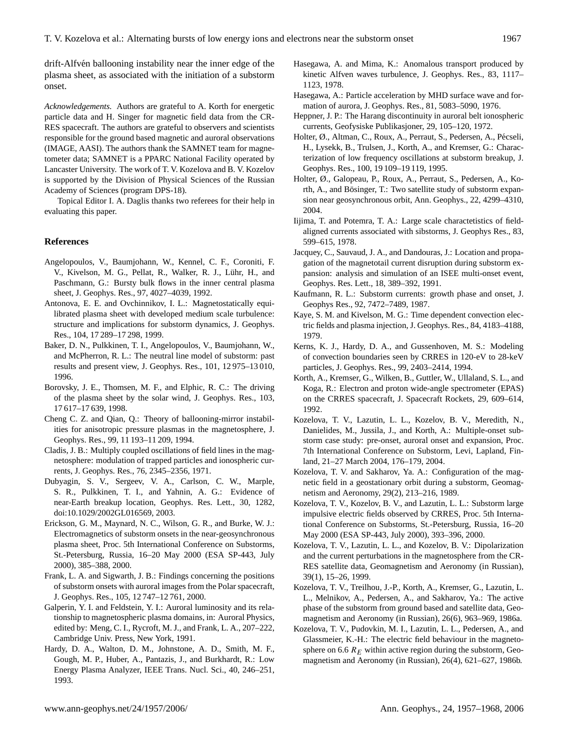drift-Alfvén ballooning instability near the inner edge of the plasma sheet, as associated with the initiation of a substorm onset.

*Acknowledgements.* Authors are grateful to A. Korth for energetic particle data and H. Singer for magnetic field data from the CRRES spacecraft. The authors are grateful to observers and scientists responsible for the ground based magnetic and auroral observations (IMAGE, AASI). The authors thank the SAMNET team for magnetometer data; SAMNET is a PPARC National Facility operated by Lancaster University. The work of T. V. Kozelova and B. V. Kozelov is supported by the Division of Physical Sciences of the Russian Academy of Sciences (program DPS-18).

Topical Editor I. A. Daglis thanks two referees for their help in evaluating this paper.

## References

Angelopoulos, V., Baumjohann, W., Kennel, C. F., Coroniti, F. V., Kivelson, M. G., Pellat, R., Walker, R. J., Lühr, H., and Paschmann, G.: Bursty bulk flows in the inner central plasma sheet, J. Geophys. Res., 97, 4027–4039, 1992.

Antonova, E. E. and Ovchinnikov, I. L.: Magnetostatically equilibrated plasma sheet with developed medium scale turbulence: structure and implications for substorm dynamics, J. Geophys. Res., 104, 17 289–17 298, 1999.

Baker, D. N., Pulkkinen, T. I., Angelopoulos, V., Baumjohann, W., and McPherron, R. L.: The neutral line model of substorm: past results and present view, J. Geophys. Res., 101, 12 975–13 010, 1996.

Borovsky, J. E., Thomsen, M. F., and Elphic, R. C.: The driving of the plasma sheet by the solar wind, J. Geophys. Res., 103, 17 617–17 639, 1998.

Cheng C. Z. and Qian, Q.: Theory of ballooning-mirror instabilities for anisotropic pressure plasmas in the magnetosphere, J. Geophys. Res., 99, 11 193–11 209, 1994.

Cladis, J. B.: Multiply coupled oscillations of field lines in the magnetosphere: modulation of trapped particles and ionospheric currents, J. Geophys. Res., 76, 2345–2356, 1971.

Dubyagin, S. V., Sergeev, V. A., Carlson, C. W., Marple, S. R., Pulkkinen, T. I., and Yahnin, A. G.: Evidence of near-Earth breakup location, Geophys. Res. Lett., 30, 1282, doi:10.1029/2002GL016569, 2003.

Erickson, G. M., Maynard, N. C., Wilson, G. R., and Burke, W. J.: Electromagnetics of substorm onsets in the near-geosynchronous plasma sheet, Proc. 5th International Conference on Substorms, St.-Petersburg, Russia, 16–20 May 2000 (ESA SP-443, July 2000), 385–388, 2000.

Frank, L. A. and Sigwarth, J. B.: Findings concerning the positions of substorm onsets with auroral images from the Polar spacecraft, J. Geophys. Res., 105, 12 747–12 761, 2000.

Galperin, Y. I. and Feldstein, Y. I.: Auroral luminosity and its relationship to magnetospheric plasma domains, in: Auroral Physics, edited by: Meng, C. I., Rycroft, M. J., and Frank, L. A., 207–222, Cambridge Univ. Press, New York, 1991.

Hardy, D. A., Walton, D. M., Johnstone, A. D., Smith, M. F., Gough, M. P., Huber, A., Pantazis, J., and Burkhardt, R.: Low Energy Plasma Analyzer, IEEE Trans. Nucl. Sci., 40, 246–251, 1993.

Hasegawa, A. and Mima, K.: Anomalous transport produced by kinetic Alfven waves turbulence, J. Geophys. Res., 83, 1117–1123, 1978.

Hasegawa, A.: Particle acceleration by MHD surface wave and formation of aurora, J. Geophys. Res., 81, 5083–5090, 1976.

Heppner, J. P.: The Harang discontinuity in auroral belt ionospheric currents, Geofysiske Publikasjoner, 29, 105–120, 1972.

Holter, Ø., Altman, C., Roux, A., Perraut, S., Pedersen, A., Pécseli, H., Lysekk, B., Trulsen, J., Korth, A., and Kremser, G.: Characterization of low frequency oscillations at substorm breakup, J. Geophys. Res., 100, 19 109–19 119, 1995.

Holter, Ø., Galopeau, P., Roux, A., Perraut, S., Pedersen, A., Korth, A., and Bösinger, T.: Two satellite study of substorm expansion near geosynchronous orbit, Ann. Geophys., 22, 4299–4310, 2004.

Iijima, T. and Potemra, T. A.: Large scale charactetistics of field-aligned currents associated with sibstorms, J. Geophys Res., 83, 599–615, 1978.

Jacquey, C., Sauvaud, J. A., and Dandouras, J.: Location and propagation of the magnetotail current disruption during substorm expansion: analysis and simulation of an ISEE multi-onset event, Geophys. Res. Lett., 18, 389–392, 1991.

Kaufmann, R. L.: Substorm currents: growth phase and onset, J. Geophys Res., 92, 7472–7489, 1987.

Kaye, S. M. and Kivelson, M. G.: Time dependent convection electric fields and plasma injection, J. Geophys. Res., 84, 4183–4188, 1979.

Kerns, K. J., Hardy, D. A., and Gussenhoven, M. S.: Modeling of convection boundaries seen by CRRES in 120-eV to 28-keV particles, J. Geophys. Res., 99, 2403–2414, 1994.

Korth, A., Kremser, G., Wilken, B., Guttler, W., Ullaland, S. L., and Koga, R.: Electron and proton wide-angle spectrometer (EPAS) on the CRRES spacecraft, J. Spacecraft Rockets, 29, 609–614, 1992.

Kozelova, T. V., Lazutin, L. L., Kozelov, B. V., Meredith, N., Danielides, M., Jussila, J., and Korth, A.: Multiple-onset substorm case study: pre-onset, auroral onset and expansion, Proc. 7th International Conference on Substorm, Levi, Lapland, Finland, 21–27 March 2004, 176–179, 2004.

Kozelova, T. V. and Sakharov, Ya. A.: Configuration of the magnetic field in a geostationary orbit during a substorm, Geomagnetism and Aeronomy, 29(2), 213–216, 1989.

Kozelova, T. V., Kozelov, B. V., and Lazutin, L. L.: Substorm large impulsive electric fields observed by CRRES, Proc. 5th International Conference on Substorms, St.-Petersburg, Russia, 16–20 May 2000 (ESA SP-443, July 2000), 393–396, 2000.

Kozelova, T. V., Lazutin, L. L., and Kozelov, B. V.: Dipolarization and the current perturbations in the magnetosphere from the CRRES satellite data, Geomagnetism and Aeronomy (in Russian), 39(1), 15–26, 1999.

Kozelova, T. V., Treilhou, J.-P., Korth, A., Kremser, G., Lazutin, L. L., Melnikov, A., Pedersen, A., and Sakharov, Ya.: The active phase of the substorm from ground based and satellite data, Geomagnetism and Aeronomy (in Russian), 26(6), 963–969, 1986a.

Kozelova, T. V., Pudovkin, M. I., Lazutin, L. L., Pedersen, A., and Glassmeier, K.-H.: The electric field behaviour in the magnetosphere on 6.6 $R_E$ within active region during the substorm, Geomagnetism and Aeronomy (in Russian), 26(4), 621–627, 1986b.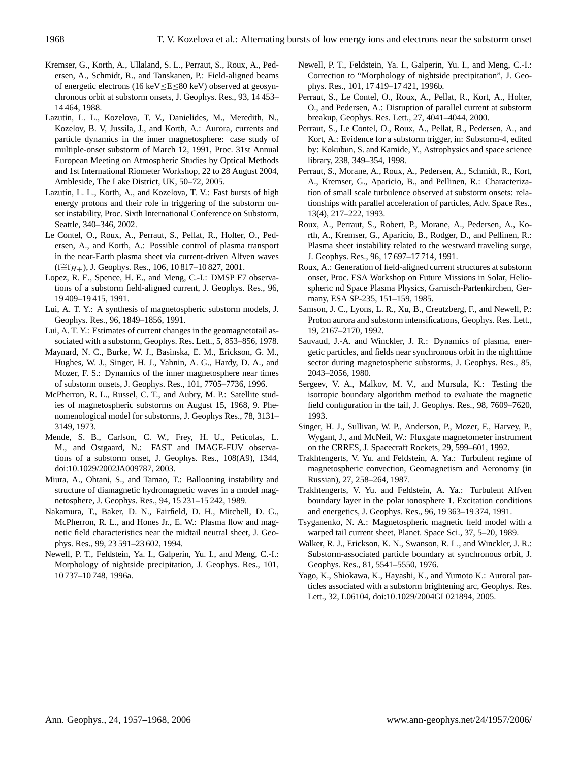Kremser, G., Korth, A., Ullaland, S. L., Perraut, S., Roux, A., Pedersen, A., Schmidt, R., and Tanskanen, P.: Field-aligned beams of energetic electrons (16 keV$\leq$E$\leq$80 keV) observed at geosynchronous orbit at substorm onsets, J. Geophys. Res., 93, 14 453–14 464, 1988.

Lazutin, L. L., Kozelova, T. V., Danielides, M., Meredith, N., Kozelov, B. V, Jussila, J., and Korth, A.: Aurora, currents and particle dynamics in the inner magnetosphere: case study of multiple-onset substorm of March 12, 1991, Proc. 31st Annual European Meeting on Atmospheric Studies by Optical Methods and 1st International Riometer Workshop, 22 to 28 August 2004, Ambleside, The Lake District, UK, 50–72, 2005.

Lazutin, L. L., Korth, A., and Kozelova, T. V.: Fast bursts of high energy protons and their role in triggering of the substorm onset instability, Proc. Sixth International Conference on Substorm, Seattle, 340–346, 2002.

Le Contel, O., Roux, A., Perraut, S., Pellat, R., Holter, O., Pedersen, A., and Korth, A.: Possible control of plasma transport in the near-Earth plasma sheet via current-driven Alfven waves ($f \cong f_{H+}$), J. Geophys. Res., 106, 10 817–10 827, 2001.

Lopez, R. E., Spence, H. E., and Meng, C.-I.: DMSP F7 observations of a substorm field-aligned current, J. Geophys. Res., 96, 19 409–19 415, 1991.

Lui, A. T. Y.: A synthesis of magnetospheric substorm models, J. Geophys. Res., 96, 1849–1856, 1991.

Lui, A. T. Y.: Estimates of current changes in the geomagnetotail associated with a substorm, Geophys. Res. Lett., 5, 853–856, 1978.

Maynard, N. C., Burke, W. J., Basinska, E. M., Erickson, G. M., Hughes, W. J., Singer, H. J., Yahnin, A. G., Hardy, D. A., and Mozer, F. S.: Dynamics of the inner magnetosphere near times of substorm onsets, J. Geophys. Res., 101, 7705–7736, 1996.

McPherron, R. L., Russel, C. T., and Aubry, M. P.: Satellite studies of magnetospheric substorms on August 15, 1968, 9. Phenomenological model for substorms, J. Geophys Res., 78, 3131–3149, 1973.

Mende, S. B., Carlson, C. W., Frey, H. U., Peticolas, L. M., and Ostgaard, N.: FAST and IMAGE-FUV observations of a substorm onset, J. Geophys. Res., 108(A9), 1344, doi:10.1029/2002JA009787, 2003.

Miura, A., Ohtani, S., and Tamao, T.: Ballooning instability and structure of diamagnetic hydromagnetic waves in a model magnetosphere, J. Geophys. Res., 94, 15 231–15 242, 1989.

Nakamura, T., Baker, D. N., Fairfield, D. H., Mitchell, D. G., McPherron, R. L., and Hones Jr., E. W.: Plasma flow and magnetic field characteristics near the midtail neutral sheet, J. Geophys. Res., 99, 23 591–23 602, 1994.

Newell, P. T., Feldstein, Ya. I., Galperin, Yu. I., and Meng, C.-I.: Morphology of nightside precipitation, J. Geophys. Res., 101, 10 737–10 748, 1996a.

Newell, P. T., Feldstein, Ya. I., Galperin, Yu. I., and Meng, C.-I.: Correction to "Morphology of nightside precipitation", J. Geophys. Res., 101, 17 419–17 421, 1996b.

Perraut, S., Le Contel, O., Roux, A., Pellat, R., Kort, A., Holter, O., and Pedersen, A.: Disruption of parallel current at substorm breakup, Geophys. Res. Lett., 27, 4041–4044, 2000.

Perraut, S., Le Contel, O., Roux, A., Pellat, R., Pedersen, A., and Kort, A.: Evidence for a substorm trigger, in: Substorm-4, edited by: Kokubun, S. and Kamide, Y., Astrophysics and space science library, 238, 349–354, 1998.

Perraut, S., Morane, A., Roux, A., Pedersen, A., Schmidt, R., Kort, A., Kremser, G., Aparicio, B., and Pellinen, R.: Characterization of small scale turbulence observed at substorm onsets: relationships with parallel acceleration of particles, Adv. Space Res., 13(4), 217–222, 1993.

Roux, A., Perraut, S., Robert, P., Morane, A., Pedersen, A., Korth, A., Kremser, G., Aparicio, B., Rodger, D., and Pellinen, R.: Plasma sheet instability related to the westward traveling surge, J. Geophys. Res., 96, 17 697–17 714, 1991.

Roux, A.: Generation of field-aligned current structures at substorm onset, Proc. ESA Workshop on Future Missions in Solar, Heliospheric nd Space Plasma Physics, Garnisch-Partenkirchen, Germany, ESA SP-235, 151–159, 1985.

Samson, J. C., Lyons, L. R., Xu, B., Creutzberg, F., and Newell, P.: Proton aurora and substorm intensifications, Geophys. Res. Lett., 19, 2167–2170, 1992.

Sauvaud, J.-A. and Winckler, J. R.: Dynamics of plasma, energetic particles, and fields near synchronous orbit in the nighttime sector during magnetospheric substorms, J. Geophys. Res., 85, 2043–2056, 1980.

Sergeev, V. A., Malkov, M. V., and Mursula, K.: Testing the isotropic boundary algorithm method to evaluate the magnetic field configuration in the tail, J. Geophys. Res., 98, 7609–7620, 1993.

Singer, H. J., Sullivan, W. P., Anderson, P., Mozer, F., Harvey, P., Wygant, J., and McNeil, W.: Fluxgate magnetometer instrument on the CRRES, J. Spacecraft Rockets, 29, 599–601, 1992.

Trakhtengerts, V. Yu. and Feldstein, A. Ya.: Turbulent regime of magnetospheric convection, Geomagnetism and Aeronomy (in Russian), 27, 258–264, 1987.

Trakhtengerts, V. Yu. and Feldstein, A. Ya.: Turbulent Alfven boundary layer in the polar ionosphere 1. Excitation conditions and energetics, J. Geophys. Res., 96, 19 363–19 374, 1991.

Tsyganenko, N. A.: Magnetospheric magnetic field model with a warped tail current sheet, Planet. Space Sci., 37, 5–20, 1989.

Walker, R. J., Erickson, K. N., Swanson, R. L., and Winckler, J. R.: Substorm-associated particle boundary at synchronous orbit, J. Geophys. Res., 81, 5541–5550, 1976.

Yago, K., Shiokawa, K., Hayashi, K., and Yumoto K.: Auroral particles associated with a substorm brightening arc, Geophys. Res. Lett., 32, L06104, doi:10.1029/2004GL021894, 2005.